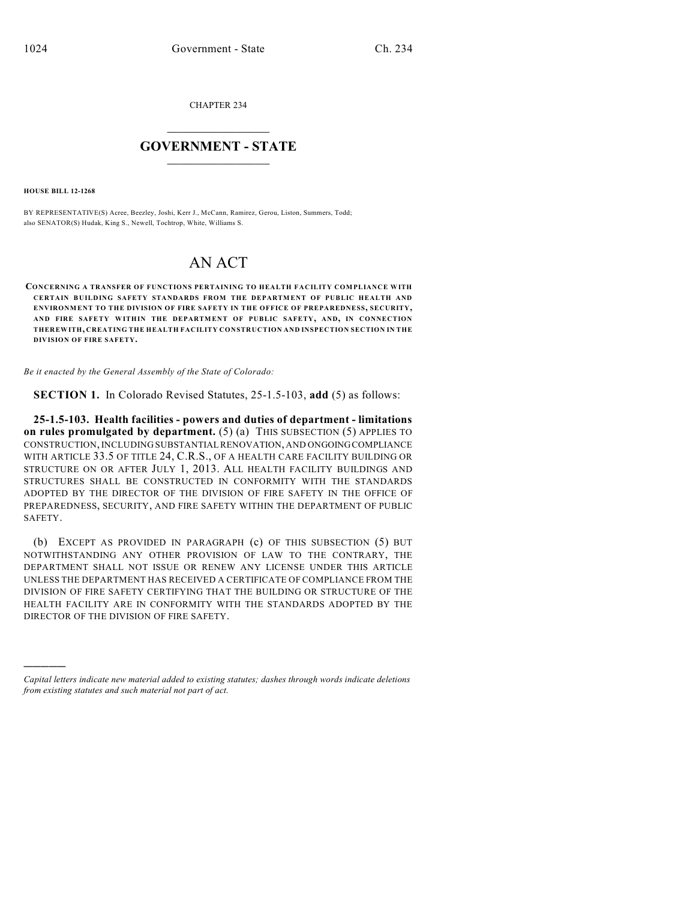CHAPTER 234

# GOVERNMENT - STATE

**HOUSE BILL 12-1268**

BY REPRESENTATIVE(S) Acree, Beezley, Joshi, Kerr J., McCann, Ramirez, Gerou, Liston, Summers, Todd; also SENATOR(S) Hudak, King S., Newell, Tochtrop, White, Williams S.

# AN ACT

**CONCERNING A TRANSFER OF FUNCTIONS PERTAINING TO HEALTH FACILITY COMPLIANCE WITH CERTAIN BUILDING SAFETY STANDARDS FROM THE DEPARTMENT OF PUBLIC HEALTH AND ENVIRONMENT TO THE DIVISION OF FIRE SAFETY IN THE OFFICE OF PREPAREDNESS, SECURITY, AND FIRE SAFETY WITHIN THE DEPARTMENT OF PUBLIC SAFETY, AND, IN CONNECTION THEREWITH, CREATING THE HEALTH FACILITY CONSTRUCTION AND INSPECTION SECTION IN THE DIVISION OF FIRE SAFETY.**

*Be it enacted by the General Assembly of the State of Colorado:*

**SECTION 1.** In Colorado Revised Statutes, 25-1.5-103, **add** (5) as follows:

**25-1.5-103. Health facilities - powers and duties of department - limitations on rules promulgated by department.** (5) (a) THIS SUBSECTION (5) APPLIES TO CONSTRUCTION, INCLUDING SUBSTANTIAL RENOVATION, AND ONGOING COMPLIANCE WITH ARTICLE 33.5 OF TITLE 24, C.R.S., OF A HEALTH CARE FACILITY BUILDING OR STRUCTURE ON OR AFTER JULY 1, 2013. ALL HEALTH FACILITY BUILDINGS AND STRUCTURES SHALL BE CONSTRUCTED IN CONFORMITY WITH THE STANDARDS ADOPTED BY THE DIRECTOR OF THE DIVISION OF FIRE SAFETY IN THE OFFICE OF PREPAREDNESS, SECURITY, AND FIRE SAFETY WITHIN THE DEPARTMENT OF PUBLIC SAFETY.

(b) EXCEPT AS PROVIDED IN PARAGRAPH (c) OF THIS SUBSECTION (5) BUT NOTWITHSTANDING ANY OTHER PROVISION OF LAW TO THE CONTRARY, THE DEPARTMENT SHALL NOT ISSUE OR RENEW ANY LICENSE UNDER THIS ARTICLE UNLESS THE DEPARTMENT HAS RECEIVED A CERTIFICATE OF COMPLIANCE FROM THE DIVISION OF FIRE SAFETY CERTIFYING THAT THE BUILDING OR STRUCTURE OF THE HEALTH FACILITY ARE IN CONFORMITY WITH THE STANDARDS ADOPTED BY THE DIRECTOR OF THE DIVISION OF FIRE SAFETY.

*Capital letters indicate new material added to existing statutes; dashes through words indicate deletions from existing statutes and such material not part of act.*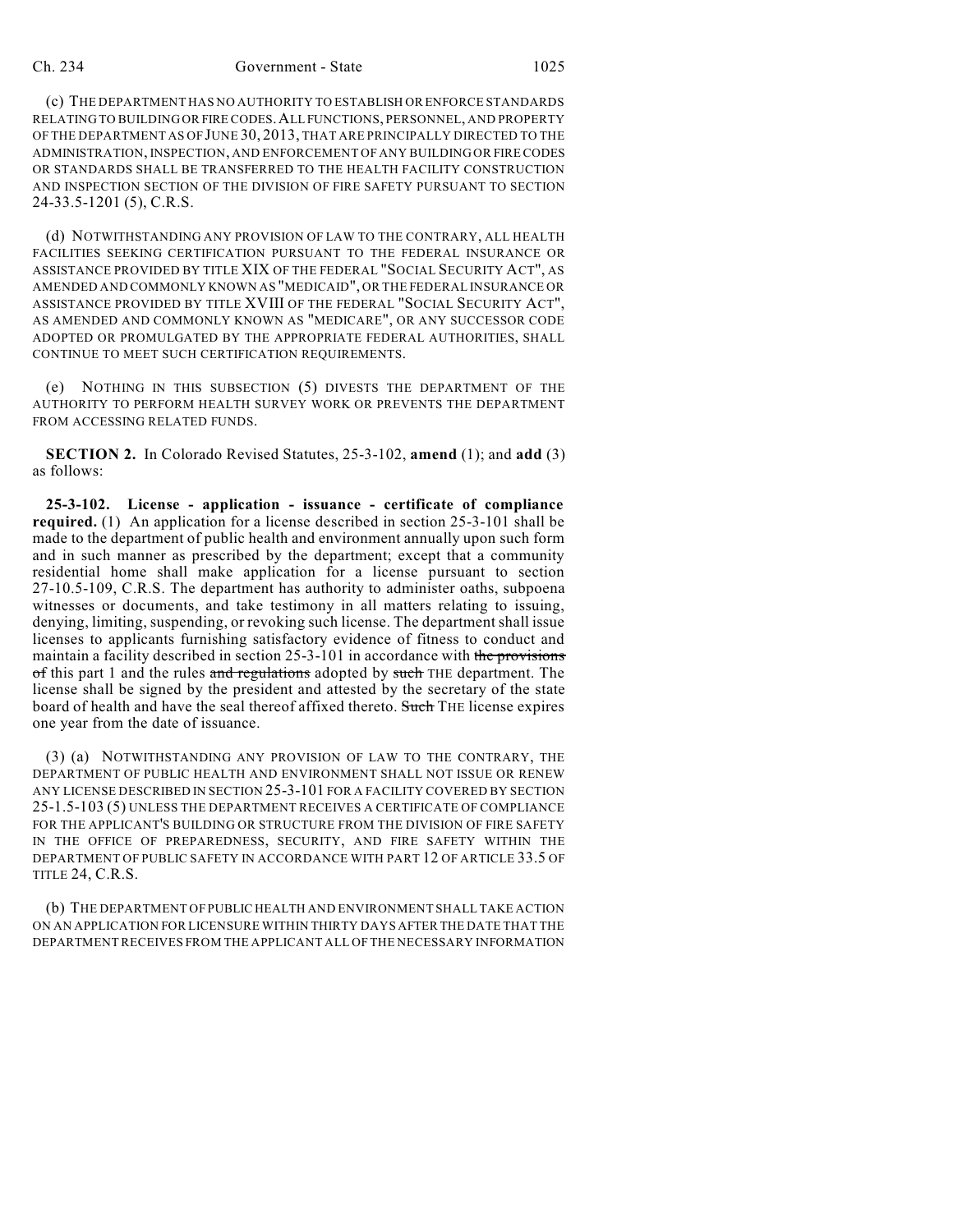(c) THE DEPARTMENT HAS NO AUTHORITY TO ESTABLISH OR ENFORCE STANDARDS RELATING TO BUILDING OR FIRE CODES. ALL FUNCTIONS, PERSONNEL, AND PROPERTY OF THE DEPARTMENT AS OF JUNE 30, 2013, THAT ARE PRINCIPALLY DIRECTED TO THE ADMINISTRATION, INSPECTION, AND ENFORCEMENT OF ANY BUILDING OR FIRE CODES OR STANDARDS SHALL BE TRANSFERRED TO THE HEALTH FACILITY CONSTRUCTION AND INSPECTION SECTION OF THE DIVISION OF FIRE SAFETY PURSUANT TO SECTION 24-33.5-1201 (5), C.R.S.

(d) NOTWITHSTANDING ANY PROVISION OF LAW TO THE CONTRARY, ALL HEALTH FACILITIES SEEKING CERTIFICATION PURSUANT TO THE FEDERAL INSURANCE OR ASSISTANCE PROVIDED BY TITLE XIX OF THE FEDERAL "SOCIAL SECURITY ACT", AS AMENDED AND COMMONLY KNOWN AS "MEDICAID", OR THE FEDERAL INSURANCE OR ASSISTANCE PROVIDED BY TITLE XVIII OF THE FEDERAL "SOCIAL SECURITY ACT", AS AMENDED AND COMMONLY KNOWN AS "MEDICARE", OR ANY SUCCESSOR CODE ADOPTED OR PROMULGATED BY THE APPROPRIATE FEDERAL AUTHORITIES, SHALL CONTINUE TO MEET SUCH CERTIFICATION REQUIREMENTS.

(e) NOTHING IN THIS SUBSECTION (5) DIVESTS THE DEPARTMENT OF THE AUTHORITY TO PERFORM HEALTH SURVEY WORK OR PREVENTS THE DEPARTMENT FROM ACCESSING RELATED FUNDS.

**SECTION 2.** In Colorado Revised Statutes, 25-3-102, **amend** (1); and **add** (3) as follows:

**25-3-102. License - application - issuance - certificate of compliance required.** (1) An application for a license described in section 25-3-101 shall be made to the department of public health and environment annually upon such form and in such manner as prescribed by the department; except that a community residential home shall make application for a license pursuant to section 27-10.5-109, C.R.S. The department has authority to administer oaths, subpoena witnesses or documents, and take testimony in all matters relating to issuing, denying, limiting, suspending, or revoking such license. The department shall issue licenses to applicants furnishing satisfactory evidence of fitness to conduct and maintain a facility described in section 25-3-101 in accordance with ~~the provisions of~~ this part 1 and the rules ~~and regulations~~ adopted by ~~such~~ THE department. The license shall be signed by the president and attested by the secretary of the state board of health and have the seal thereof affixed thereto. ~~Such~~ THE license expires one year from the date of issuance.

(3) (a) NOTWITHSTANDING ANY PROVISION OF LAW TO THE CONTRARY, THE DEPARTMENT OF PUBLIC HEALTH AND ENVIRONMENT SHALL NOT ISSUE OR RENEW ANY LICENSE DESCRIBED IN SECTION 25-3-101 FOR A FACILITY COVERED BY SECTION 25-1.5-103 (5) UNLESS THE DEPARTMENT RECEIVES A CERTIFICATE OF COMPLIANCE FOR THE APPLICANT'S BUILDING OR STRUCTURE FROM THE DIVISION OF FIRE SAFETY IN THE OFFICE OF PREPAREDNESS, SECURITY, AND FIRE SAFETY WITHIN THE DEPARTMENT OF PUBLIC SAFETY IN ACCORDANCE WITH PART 12 OF ARTICLE 33.5 OF TITLE 24, C.R.S.

(b) THE DEPARTMENT OF PUBLIC HEALTH AND ENVIRONMENT SHALL TAKE ACTION ON AN APPLICATION FOR LICENSURE WITHIN THIRTY DAYS AFTER THE DATE THAT THE DEPARTMENT RECEIVES FROM THE APPLICANT ALL OF THE NECESSARY INFORMATION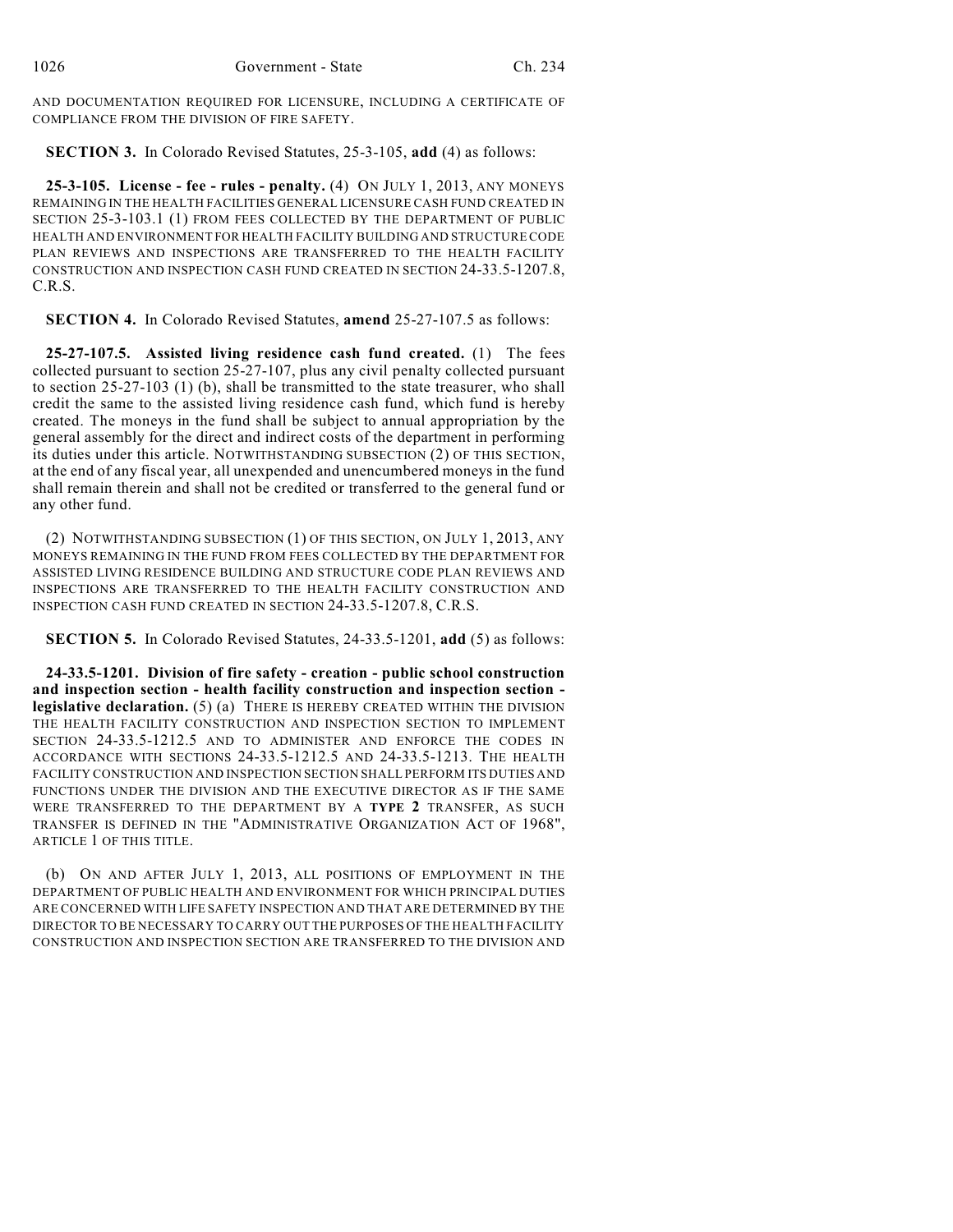AND DOCUMENTATION REQUIRED FOR LICENSURE, INCLUDING A CERTIFICATE OF COMPLIANCE FROM THE DIVISION OF FIRE SAFETY.

**SECTION 3.** In Colorado Revised Statutes, 25-3-105, **add** (4) as follows:

**25-3-105. License - fee - rules - penalty.** (4) ON JULY 1, 2013, ANY MONEYS REMAINING IN THE HEALTH FACILITIES GENERAL LICENSURE CASH FUND CREATED IN SECTION 25-3-103.1 (1) FROM FEES COLLECTED BY THE DEPARTMENT OF PUBLIC HEALTH AND ENVIRONMENT FOR HEALTH FACILITY BUILDING AND STRUCTURE CODE PLAN REVIEWS AND INSPECTIONS ARE TRANSFERRED TO THE HEALTH FACILITY CONSTRUCTION AND INSPECTION CASH FUND CREATED IN SECTION 24-33.5-1207.8, C.R.S.

**SECTION 4.** In Colorado Revised Statutes, **amend** 25-27-107.5 as follows:

**25-27-107.5. Assisted living residence cash fund created.** (1) The fees collected pursuant to section 25-27-107, plus any civil penalty collected pursuant to section 25-27-103 (1) (b), shall be transmitted to the state treasurer, who shall credit the same to the assisted living residence cash fund, which fund is hereby created. The moneys in the fund shall be subject to annual appropriation by the general assembly for the direct and indirect costs of the department in performing its duties under this article. NOTWITHSTANDING SUBSECTION (2) OF THIS SECTION, at the end of any fiscal year, all unexpended and unencumbered moneys in the fund shall remain therein and shall not be credited or transferred to the general fund or any other fund.

(2) NOTWITHSTANDING SUBSECTION (1) OF THIS SECTION, ON JULY 1, 2013, ANY MONEYS REMAINING IN THE FUND FROM FEES COLLECTED BY THE DEPARTMENT FOR ASSISTED LIVING RESIDENCE BUILDING AND STRUCTURE CODE PLAN REVIEWS AND INSPECTIONS ARE TRANSFERRED TO THE HEALTH FACILITY CONSTRUCTION AND INSPECTION CASH FUND CREATED IN SECTION 24-33.5-1207.8, C.R.S.

**SECTION 5.** In Colorado Revised Statutes, 24-33.5-1201, **add** (5) as follows:

**24-33.5-1201. Division of fire safety - creation - public school construction and inspection section - health facility construction and inspection section - legislative declaration.** (5) (a) THERE IS HEREBY CREATED WITHIN THE DIVISION THE HEALTH FACILITY CONSTRUCTION AND INSPECTION SECTION TO IMPLEMENT SECTION 24-33.5-1212.5 AND TO ADMINISTER AND ENFORCE THE CODES IN ACCORDANCE WITH SECTIONS 24-33.5-1212.5 AND 24-33.5-1213. THE HEALTH FACILITY CONSTRUCTION AND INSPECTION SECTION SHALL PERFORM ITS DUTIES AND FUNCTIONS UNDER THE DIVISION AND THE EXECUTIVE DIRECTOR AS IF THE SAME WERE TRANSFERRED TO THE DEPARTMENT BY A **TYPE 2** TRANSFER, AS SUCH TRANSFER IS DEFINED IN THE "ADMINISTRATIVE ORGANIZATION ACT OF 1968", ARTICLE 1 OF THIS TITLE.

(b) ON AND AFTER JULY 1, 2013, ALL POSITIONS OF EMPLOYMENT IN THE DEPARTMENT OF PUBLIC HEALTH AND ENVIRONMENT FOR WHICH PRINCIPAL DUTIES ARE CONCERNED WITH LIFE SAFETY INSPECTION AND THAT ARE DETERMINED BY THE DIRECTOR TO BE NECESSARY TO CARRY OUT THE PURPOSES OF THE HEALTH FACILITY CONSTRUCTION AND INSPECTION SECTION ARE TRANSFERRED TO THE DIVISION AND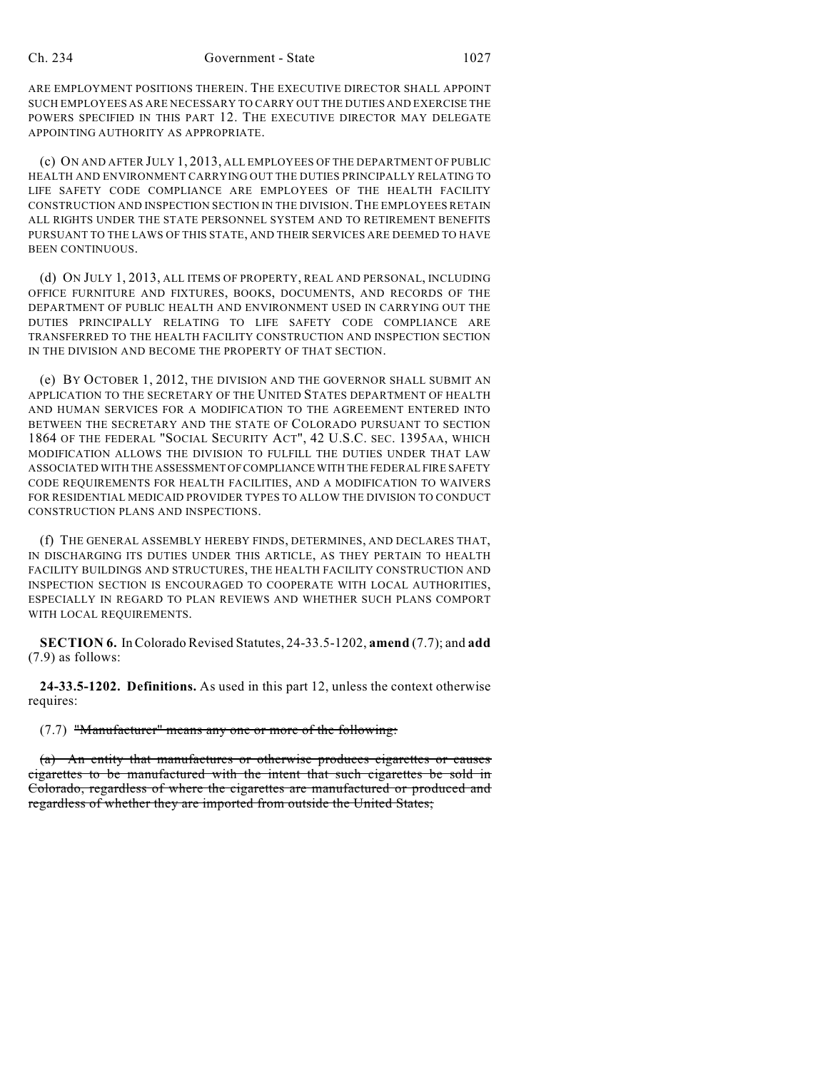ARE EMPLOYMENT POSITIONS THEREIN. THE EXECUTIVE DIRECTOR SHALL APPOINT SUCH EMPLOYEES AS ARE NECESSARY TO CARRY OUT THE DUTIES AND EXERCISE THE POWERS SPECIFIED IN THIS PART 12. THE EXECUTIVE DIRECTOR MAY DELEGATE APPOINTING AUTHORITY AS APPROPRIATE.

(c) ON AND AFTER JULY 1, 2013, ALL EMPLOYEES OF THE DEPARTMENT OF PUBLIC HEALTH AND ENVIRONMENT CARRYING OUT THE DUTIES PRINCIPALLY RELATING TO LIFE SAFETY CODE COMPLIANCE ARE EMPLOYEES OF THE HEALTH FACILITY CONSTRUCTION AND INSPECTION SECTION IN THE DIVISION. THE EMPLOYEES RETAIN ALL RIGHTS UNDER THE STATE PERSONNEL SYSTEM AND TO RETIREMENT BENEFITS PURSUANT TO THE LAWS OF THIS STATE, AND THEIR SERVICES ARE DEEMED TO HAVE BEEN CONTINUOUS.

(d) ON JULY 1, 2013, ALL ITEMS OF PROPERTY, REAL AND PERSONAL, INCLUDING OFFICE FURNITURE AND FIXTURES, BOOKS, DOCUMENTS, AND RECORDS OF THE DEPARTMENT OF PUBLIC HEALTH AND ENVIRONMENT USED IN CARRYING OUT THE DUTIES PRINCIPALLY RELATING TO LIFE SAFETY CODE COMPLIANCE ARE TRANSFERRED TO THE HEALTH FACILITY CONSTRUCTION AND INSPECTION SECTION IN THE DIVISION AND BECOME THE PROPERTY OF THAT SECTION.

(e) BY OCTOBER 1, 2012, THE DIVISION AND THE GOVERNOR SHALL SUBMIT AN APPLICATION TO THE SECRETARY OF THE UNITED STATES DEPARTMENT OF HEALTH AND HUMAN SERVICES FOR A MODIFICATION TO THE AGREEMENT ENTERED INTO BETWEEN THE SECRETARY AND THE STATE OF COLORADO PURSUANT TO SECTION 1864 OF THE FEDERAL "SOCIAL SECURITY ACT", 42 U.S.C. SEC. 1395AA, WHICH MODIFICATION ALLOWS THE DIVISION TO FULFILL THE DUTIES UNDER THAT LAW ASSOCIATED WITH THE ASSESSMENT OF COMPLIANCE WITH THE FEDERAL FIRE SAFETY CODE REQUIREMENTS FOR HEALTH FACILITIES, AND A MODIFICATION TO WAIVERS FOR RESIDENTIAL MEDICAID PROVIDER TYPES TO ALLOW THE DIVISION TO CONDUCT CONSTRUCTION PLANS AND INSPECTIONS.

(f) THE GENERAL ASSEMBLY HEREBY FINDS, DETERMINES, AND DECLARES THAT, IN DISCHARGING ITS DUTIES UNDER THIS ARTICLE, AS THEY PERTAIN TO HEALTH FACILITY BUILDINGS AND STRUCTURES, THE HEALTH FACILITY CONSTRUCTION AND INSPECTION SECTION IS ENCOURAGED TO COOPERATE WITH LOCAL AUTHORITIES, ESPECIALLY IN REGARD TO PLAN REVIEWS AND WHETHER SUCH PLANS COMPORT WITH LOCAL REQUIREMENTS.

**SECTION 6.** In Colorado Revised Statutes, 24-33.5-1202, **amend** (7.7); and **add** (7.9) as follows:

**24-33.5-1202. Definitions.** As used in this part 12, unless the context otherwise requires:

(7.7) ~~"Manufacturer" means any one or more of the following:~~

~~(a) An entity that manufactures or otherwise produces cigarettes or causes cigarettes to be manufactured with the intent that such cigarettes be sold in Colorado, regardless of where the cigarettes are manufactured or produced and regardless of whether they are imported from outside the United States;~~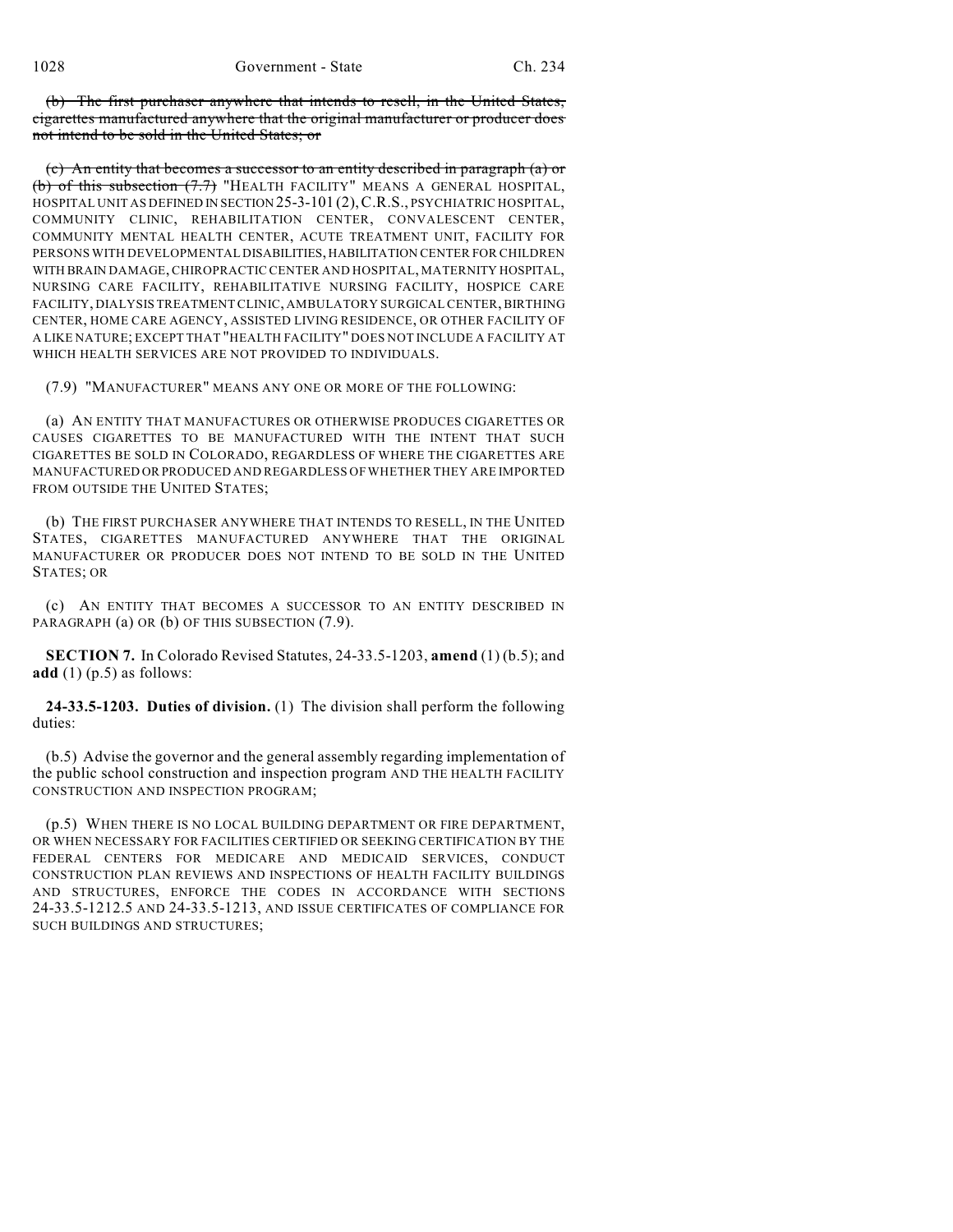~~(b) The first purchaser anywhere that intends to resell, in the United States, cigarettes manufactured anywhere that the original manufacturer or producer does not intend to be sold in the United States; or~~

~~(c) An entity that becomes a successor to an entity described in paragraph (a) or (b) of this subsection (7.7)~~ "HEALTH FACILITY" MEANS A GENERAL HOSPITAL, HOSPITAL UNIT AS DEFINED IN SECTION 25-3-101 (2), C.R.S., PSYCHIATRIC HOSPITAL, COMMUNITY CLINIC, REHABILITATION CENTER, CONVALESCENT CENTER, COMMUNITY MENTAL HEALTH CENTER, ACUTE TREATMENT UNIT, FACILITY FOR PERSONS WITH DEVELOPMENTAL DISABILITIES, HABILITATION CENTER FOR CHILDREN WITH BRAIN DAMAGE, CHIROPRACTIC CENTER AND HOSPITAL, MATERNITY HOSPITAL, NURSING CARE FACILITY, REHABILITATIVE NURSING FACILITY, HOSPICE CARE FACILITY, DIALYSIS TREATMENT CLINIC, AMBULATORY SURGICAL CENTER, BIRTHING CENTER, HOME CARE AGENCY, ASSISTED LIVING RESIDENCE, OR OTHER FACILITY OF A LIKE NATURE; EXCEPT THAT "HEALTH FACILITY" DOES NOT INCLUDE A FACILITY AT WHICH HEALTH SERVICES ARE NOT PROVIDED TO INDIVIDUALS.

(7.9) "MANUFACTURER" MEANS ANY ONE OR MORE OF THE FOLLOWING:

(a) AN ENTITY THAT MANUFACTURES OR OTHERWISE PRODUCES CIGARETTES OR CAUSES CIGARETTES TO BE MANUFACTURED WITH THE INTENT THAT SUCH CIGARETTES BE SOLD IN COLORADO, REGARDLESS OF WHERE THE CIGARETTES ARE MANUFACTURED OR PRODUCED AND REGARDLESS OF WHETHER THEY ARE IMPORTED FROM OUTSIDE THE UNITED STATES;

(b) THE FIRST PURCHASER ANYWHERE THAT INTENDS TO RESELL, IN THE UNITED STATES, CIGARETTES MANUFACTURED ANYWHERE THAT THE ORIGINAL MANUFACTURER OR PRODUCER DOES NOT INTEND TO BE SOLD IN THE UNITED STATES; OR

(c) AN ENTITY THAT BECOMES A SUCCESSOR TO AN ENTITY DESCRIBED IN PARAGRAPH (a) OR (b) OF THIS SUBSECTION (7.9).

**SECTION 7.** In Colorado Revised Statutes, 24-33.5-1203, **amend** (1) (b.5); and **add** (1) (p.5) as follows:

**24-33.5-1203. Duties of division.** (1) The division shall perform the following duties:

(b.5) Advise the governor and the general assembly regarding implementation of the public school construction and inspection program AND THE HEALTH FACILITY CONSTRUCTION AND INSPECTION PROGRAM;

(p.5) WHEN THERE IS NO LOCAL BUILDING DEPARTMENT OR FIRE DEPARTMENT, OR WHEN NECESSARY FOR FACILITIES CERTIFIED OR SEEKING CERTIFICATION BY THE FEDERAL CENTERS FOR MEDICARE AND MEDICAID SERVICES, CONDUCT CONSTRUCTION PLAN REVIEWS AND INSPECTIONS OF HEALTH FACILITY BUILDINGS AND STRUCTURES, ENFORCE THE CODES IN ACCORDANCE WITH SECTIONS 24-33.5-1212.5 AND 24-33.5-1213, AND ISSUE CERTIFICATES OF COMPLIANCE FOR SUCH BUILDINGS AND STRUCTURES;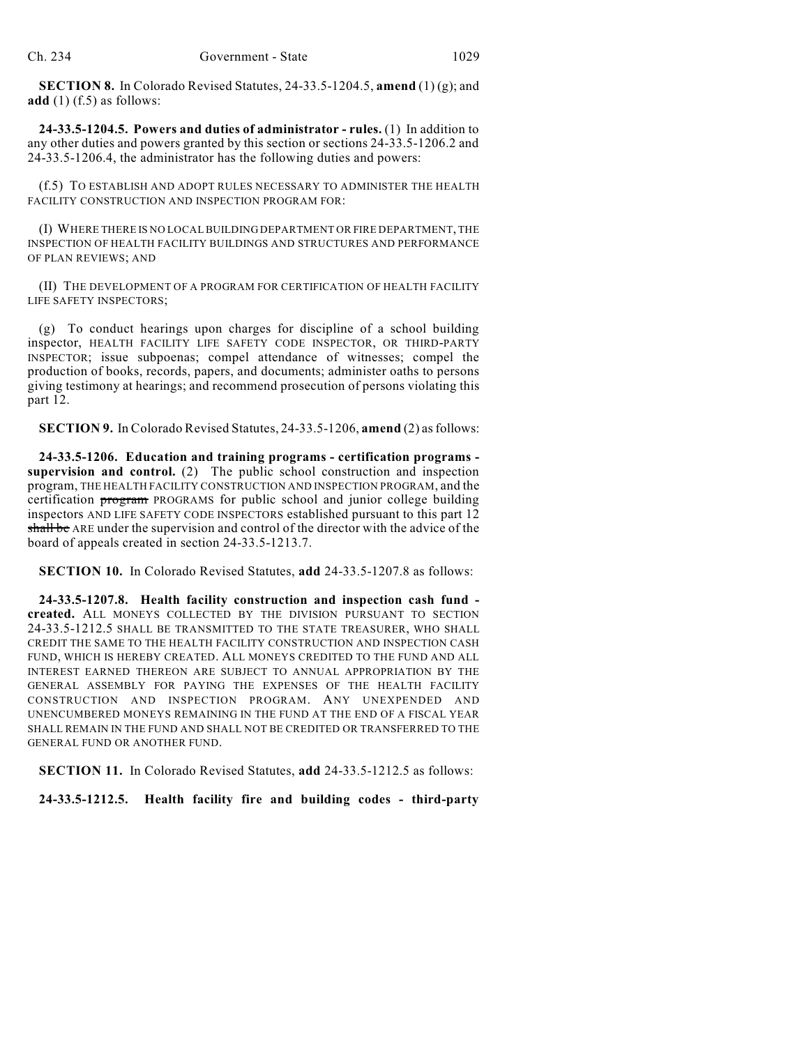**SECTION 8.** In Colorado Revised Statutes, 24-33.5-1204.5, **amend** (1) (g); and **add** (1) (f.5) as follows:

**24-33.5-1204.5. Powers and duties of administrator - rules.** (1) In addition to any other duties and powers granted by this section or sections 24-33.5-1206.2 and 24-33.5-1206.4, the administrator has the following duties and powers:

(f.5) TO ESTABLISH AND ADOPT RULES NECESSARY TO ADMINISTER THE HEALTH FACILITY CONSTRUCTION AND INSPECTION PROGRAM FOR:

(I) WHERE THERE IS NO LOCAL BUILDING DEPARTMENT OR FIRE DEPARTMENT, THE INSPECTION OF HEALTH FACILITY BUILDINGS AND STRUCTURES AND PERFORMANCE OF PLAN REVIEWS; AND

(II) THE DEVELOPMENT OF A PROGRAM FOR CERTIFICATION OF HEALTH FACILITY LIFE SAFETY INSPECTORS;

(g) To conduct hearings upon charges for discipline of a school building inspector, HEALTH FACILITY LIFE SAFETY CODE INSPECTOR, OR THIRD-PARTY INSPECTOR; issue subpoenas; compel attendance of witnesses; compel the production of books, records, papers, and documents; administer oaths to persons giving testimony at hearings; and recommend prosecution of persons violating this part 12.

**SECTION 9.** In Colorado Revised Statutes, 24-33.5-1206, **amend** (2) as follows:

**24-33.5-1206. Education and training programs - certification programs - supervision and control.** (2) The public school construction and inspection program, THE HEALTH FACILITY CONSTRUCTION AND INSPECTION PROGRAM, and the certification ~~program~~ PROGRAMS for public school and junior college building inspectors AND LIFE SAFETY CODE INSPECTORS established pursuant to this part 12 ~~shall be~~ ARE under the supervision and control of the director with the advice of the board of appeals created in section 24-33.5-1213.7.

**SECTION 10.** In Colorado Revised Statutes, **add** 24-33.5-1207.8 as follows:

**24-33.5-1207.8. Health facility construction and inspection cash fund - created.** ALL MONEYS COLLECTED BY THE DIVISION PURSUANT TO SECTION 24-33.5-1212.5 SHALL BE TRANSMITTED TO THE STATE TREASURER, WHO SHALL CREDIT THE SAME TO THE HEALTH FACILITY CONSTRUCTION AND INSPECTION CASH FUND, WHICH IS HEREBY CREATED. ALL MONEYS CREDITED TO THE FUND AND ALL INTEREST EARNED THEREON ARE SUBJECT TO ANNUAL APPROPRIATION BY THE GENERAL ASSEMBLY FOR PAYING THE EXPENSES OF THE HEALTH FACILITY CONSTRUCTION AND INSPECTION PROGRAM. ANY UNEXPENDED AND UNENCUMBERED MONEYS REMAINING IN THE FUND AT THE END OF A FISCAL YEAR SHALL REMAIN IN THE FUND AND SHALL NOT BE CREDITED OR TRANSFERRED TO THE GENERAL FUND OR ANOTHER FUND.

**SECTION 11.** In Colorado Revised Statutes, **add** 24-33.5-1212.5 as follows:

**24-33.5-1212.5. Health facility fire and building codes - third-party**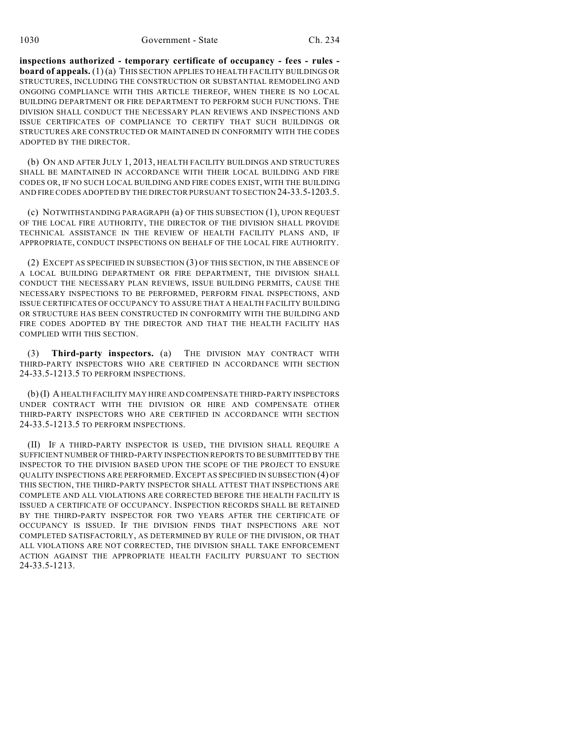**inspections authorized - temporary certificate of occupancy - fees - rules - board of appeals.** (1) (a) THIS SECTION APPLIES TO HEALTH FACILITY BUILDINGS OR STRUCTURES, INCLUDING THE CONSTRUCTION OR SUBSTANTIAL REMODELING AND ONGOING COMPLIANCE WITH THIS ARTICLE THEREOF, WHEN THERE IS NO LOCAL BUILDING DEPARTMENT OR FIRE DEPARTMENT TO PERFORM SUCH FUNCTIONS. THE DIVISION SHALL CONDUCT THE NECESSARY PLAN REVIEWS AND INSPECTIONS AND ISSUE CERTIFICATES OF COMPLIANCE TO CERTIFY THAT SUCH BUILDINGS OR STRUCTURES ARE CONSTRUCTED OR MAINTAINED IN CONFORMITY WITH THE CODES ADOPTED BY THE DIRECTOR.

(b) ON AND AFTER JULY 1, 2013, HEALTH FACILITY BUILDINGS AND STRUCTURES SHALL BE MAINTAINED IN ACCORDANCE WITH THEIR LOCAL BUILDING AND FIRE CODES OR, IF NO SUCH LOCAL BUILDING AND FIRE CODES EXIST, WITH THE BUILDING AND FIRE CODES ADOPTED BY THE DIRECTOR PURSUANT TO SECTION 24-33.5-1203.5.

(c) NOTWITHSTANDING PARAGRAPH (a) OF THIS SUBSECTION (1), UPON REQUEST OF THE LOCAL FIRE AUTHORITY, THE DIRECTOR OF THE DIVISION SHALL PROVIDE TECHNICAL ASSISTANCE IN THE REVIEW OF HEALTH FACILITY PLANS AND, IF APPROPRIATE, CONDUCT INSPECTIONS ON BEHALF OF THE LOCAL FIRE AUTHORITY.

(2) EXCEPT AS SPECIFIED IN SUBSECTION (3) OF THIS SECTION, IN THE ABSENCE OF A LOCAL BUILDING DEPARTMENT OR FIRE DEPARTMENT, THE DIVISION SHALL CONDUCT THE NECESSARY PLAN REVIEWS, ISSUE BUILDING PERMITS, CAUSE THE NECESSARY INSPECTIONS TO BE PERFORMED, PERFORM FINAL INSPECTIONS, AND ISSUE CERTIFICATES OF OCCUPANCY TO ASSURE THAT A HEALTH FACILITY BUILDING OR STRUCTURE HAS BEEN CONSTRUCTED IN CONFORMITY WITH THE BUILDING AND FIRE CODES ADOPTED BY THE DIRECTOR AND THAT THE HEALTH FACILITY HAS COMPLIED WITH THIS SECTION.

(3) **Third-party inspectors.** (a) THE DIVISION MAY CONTRACT WITH THIRD-PARTY INSPECTORS WHO ARE CERTIFIED IN ACCORDANCE WITH SECTION 24-33.5-1213.5 TO PERFORM INSPECTIONS.

(b) (I) A HEALTH FACILITY MAY HIRE AND COMPENSATE THIRD-PARTY INSPECTORS UNDER CONTRACT WITH THE DIVISION OR HIRE AND COMPENSATE OTHER THIRD-PARTY INSPECTORS WHO ARE CERTIFIED IN ACCORDANCE WITH SECTION 24-33.5-1213.5 TO PERFORM INSPECTIONS.

(II) IF A THIRD-PARTY INSPECTOR IS USED, THE DIVISION SHALL REQUIRE A SUFFICIENT NUMBER OF THIRD-PARTY INSPECTION REPORTS TO BE SUBMITTED BY THE INSPECTOR TO THE DIVISION BASED UPON THE SCOPE OF THE PROJECT TO ENSURE QUALITY INSPECTIONS ARE PERFORMED. EXCEPT AS SPECIFIED IN SUBSECTION (4) OF THIS SECTION, THE THIRD-PARTY INSPECTOR SHALL ATTEST THAT INSPECTIONS ARE COMPLETE AND ALL VIOLATIONS ARE CORRECTED BEFORE THE HEALTH FACILITY IS ISSUED A CERTIFICATE OF OCCUPANCY. INSPECTION RECORDS SHALL BE RETAINED BY THE THIRD-PARTY INSPECTOR FOR TWO YEARS AFTER THE CERTIFICATE OF OCCUPANCY IS ISSUED. IF THE DIVISION FINDS THAT INSPECTIONS ARE NOT COMPLETED SATISFACTORILY, AS DETERMINED BY RULE OF THE DIVISION, OR THAT ALL VIOLATIONS ARE NOT CORRECTED, THE DIVISION SHALL TAKE ENFORCEMENT ACTION AGAINST THE APPROPRIATE HEALTH FACILITY PURSUANT TO SECTION 24-33.5-1213.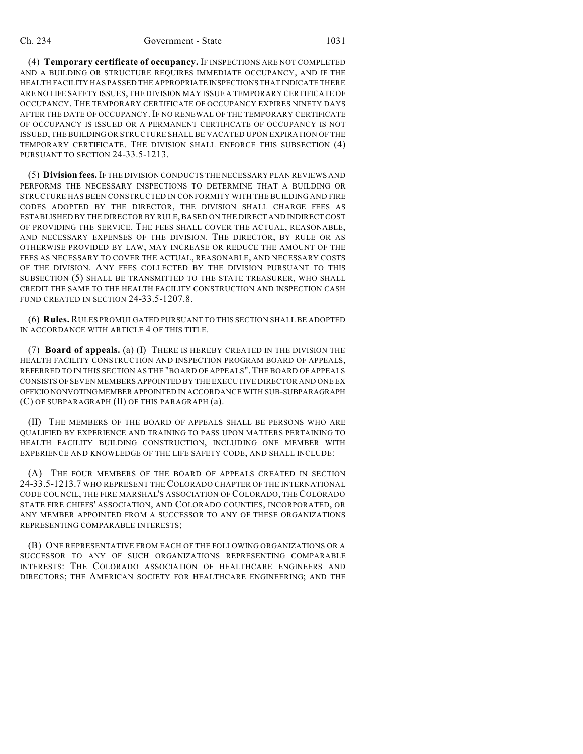(4) **Temporary certificate of occupancy.** IF INSPECTIONS ARE NOT COMPLETED AND A BUILDING OR STRUCTURE REQUIRES IMMEDIATE OCCUPANCY, AND IF THE HEALTH FACILITY HAS PASSED THE APPROPRIATE INSPECTIONS THAT INDICATE THERE ARE NO LIFE SAFETY ISSUES, THE DIVISION MAY ISSUE A TEMPORARY CERTIFICATE OF OCCUPANCY. THE TEMPORARY CERTIFICATE OF OCCUPANCY EXPIRES NINETY DAYS AFTER THE DATE OF OCCUPANCY. IF NO RENEWAL OF THE TEMPORARY CERTIFICATE OF OCCUPANCY IS ISSUED OR A PERMANENT CERTIFICATE OF OCCUPANCY IS NOT ISSUED, THE BUILDING OR STRUCTURE SHALL BE VACATED UPON EXPIRATION OF THE TEMPORARY CERTIFICATE. THE DIVISION SHALL ENFORCE THIS SUBSECTION (4) PURSUANT TO SECTION 24-33.5-1213.

(5) **Division fees.** IF THE DIVISION CONDUCTS THE NECESSARY PLAN REVIEWS AND PERFORMS THE NECESSARY INSPECTIONS TO DETERMINE THAT A BUILDING OR STRUCTURE HAS BEEN CONSTRUCTED IN CONFORMITY WITH THE BUILDING AND FIRE CODES ADOPTED BY THE DIRECTOR, THE DIVISION SHALL CHARGE FEES AS ESTABLISHED BY THE DIRECTOR BY RULE, BASED ON THE DIRECT AND INDIRECT COST OF PROVIDING THE SERVICE. THE FEES SHALL COVER THE ACTUAL, REASONABLE, AND NECESSARY EXPENSES OF THE DIVISION. THE DIRECTOR, BY RULE OR AS OTHERWISE PROVIDED BY LAW, MAY INCREASE OR REDUCE THE AMOUNT OF THE FEES AS NECESSARY TO COVER THE ACTUAL, REASONABLE, AND NECESSARY COSTS OF THE DIVISION. ANY FEES COLLECTED BY THE DIVISION PURSUANT TO THIS SUBSECTION (5) SHALL BE TRANSMITTED TO THE STATE TREASURER, WHO SHALL CREDIT THE SAME TO THE HEALTH FACILITY CONSTRUCTION AND INSPECTION CASH FUND CREATED IN SECTION 24-33.5-1207.8.

(6) **Rules.** RULES PROMULGATED PURSUANT TO THIS SECTION SHALL BE ADOPTED IN ACCORDANCE WITH ARTICLE 4 OF THIS TITLE.

(7) **Board of appeals.** (a) (I) THERE IS HEREBY CREATED IN THE DIVISION THE HEALTH FACILITY CONSTRUCTION AND INSPECTION PROGRAM BOARD OF APPEALS, REFERRED TO IN THIS SECTION AS THE "BOARD OF APPEALS". THE BOARD OF APPEALS CONSISTS OF SEVEN MEMBERS APPOINTED BY THE EXECUTIVE DIRECTOR AND ONE EX OFFICIO NONVOTING MEMBER APPOINTED IN ACCORDANCE WITH SUB-SUBPARAGRAPH (C) OF SUBPARAGRAPH (II) OF THIS PARAGRAPH (a).

(II) THE MEMBERS OF THE BOARD OF APPEALS SHALL BE PERSONS WHO ARE QUALIFIED BY EXPERIENCE AND TRAINING TO PASS UPON MATTERS PERTAINING TO HEALTH FACILITY BUILDING CONSTRUCTION, INCLUDING ONE MEMBER WITH EXPERIENCE AND KNOWLEDGE OF THE LIFE SAFETY CODE, AND SHALL INCLUDE:

(A) THE FOUR MEMBERS OF THE BOARD OF APPEALS CREATED IN SECTION 24-33.5-1213.7 WHO REPRESENT THE COLORADO CHAPTER OF THE INTERNATIONAL CODE COUNCIL, THE FIRE MARSHAL'S ASSOCIATION OF COLORADO, THE COLORADO STATE FIRE CHIEFS' ASSOCIATION, AND COLORADO COUNTIES, INCORPORATED, OR ANY MEMBER APPOINTED FROM A SUCCESSOR TO ANY OF THESE ORGANIZATIONS REPRESENTING COMPARABLE INTERESTS;

(B) ONE REPRESENTATIVE FROM EACH OF THE FOLLOWING ORGANIZATIONS OR A SUCCESSOR TO ANY OF SUCH ORGANIZATIONS REPRESENTING COMPARABLE INTERESTS: THE COLORADO ASSOCIATION OF HEALTHCARE ENGINEERS AND DIRECTORS; THE AMERICAN SOCIETY FOR HEALTHCARE ENGINEERING; AND THE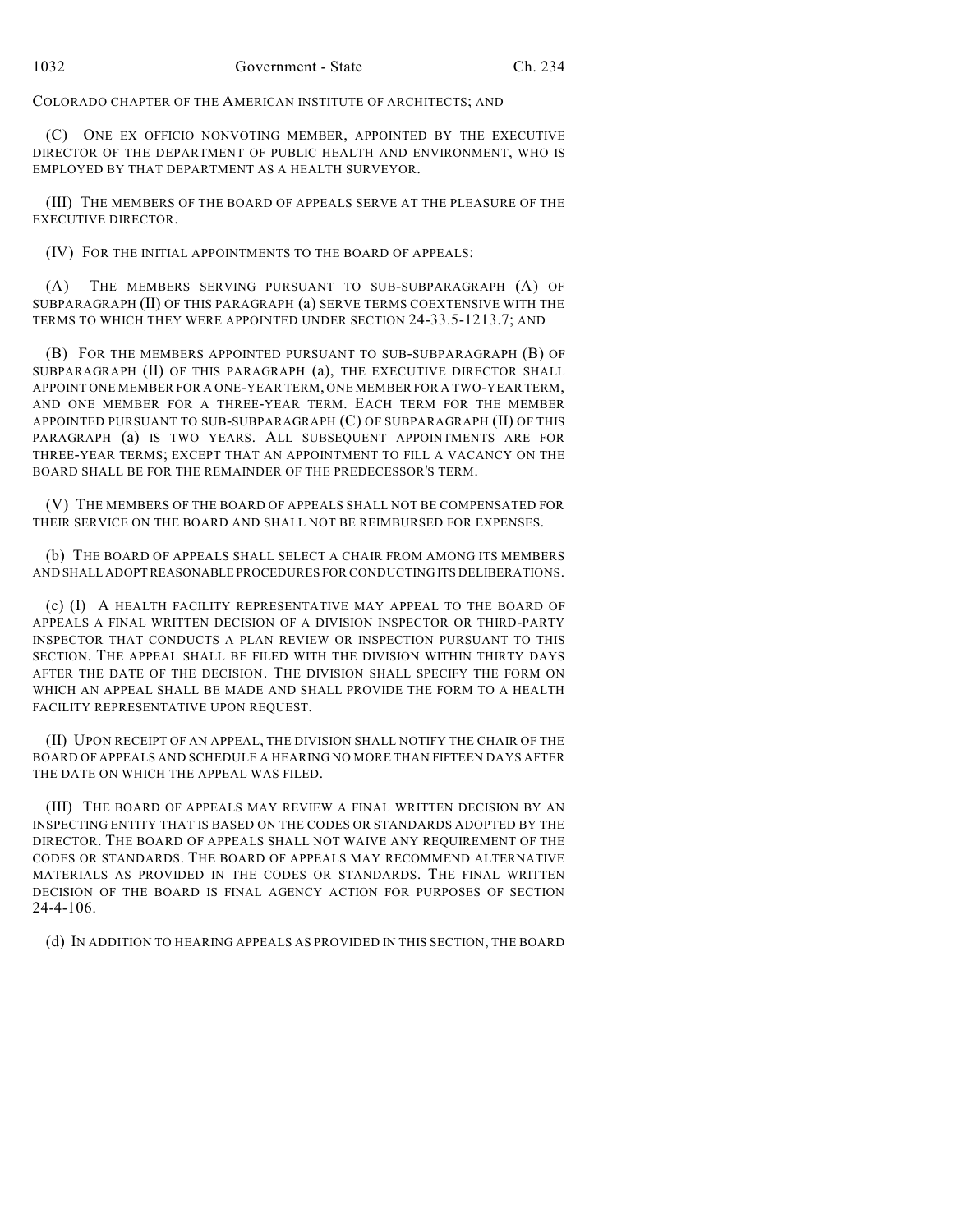COLORADO CHAPTER OF THE AMERICAN INSTITUTE OF ARCHITECTS; AND

(C) ONE EX OFFICIO NONVOTING MEMBER, APPOINTED BY THE EXECUTIVE DIRECTOR OF THE DEPARTMENT OF PUBLIC HEALTH AND ENVIRONMENT, WHO IS EMPLOYED BY THAT DEPARTMENT AS A HEALTH SURVEYOR.

(III) THE MEMBERS OF THE BOARD OF APPEALS SERVE AT THE PLEASURE OF THE EXECUTIVE DIRECTOR.

(IV) FOR THE INITIAL APPOINTMENTS TO THE BOARD OF APPEALS:

(A) THE MEMBERS SERVING PURSUANT TO SUB-SUBPARAGRAPH (A) OF SUBPARAGRAPH (II) OF THIS PARAGRAPH (a) SERVE TERMS COEXTENSIVE WITH THE TERMS TO WHICH THEY WERE APPOINTED UNDER SECTION 24-33.5-1213.7; AND

(B) FOR THE MEMBERS APPOINTED PURSUANT TO SUB-SUBPARAGRAPH (B) OF SUBPARAGRAPH (II) OF THIS PARAGRAPH (a), THE EXECUTIVE DIRECTOR SHALL APPOINT ONE MEMBER FOR A ONE-YEAR TERM, ONE MEMBER FOR A TWO-YEAR TERM, AND ONE MEMBER FOR A THREE-YEAR TERM. EACH TERM FOR THE MEMBER APPOINTED PURSUANT TO SUB-SUBPARAGRAPH (C) OF SUBPARAGRAPH (II) OF THIS PARAGRAPH (a) IS TWO YEARS. ALL SUBSEQUENT APPOINTMENTS ARE FOR THREE-YEAR TERMS; EXCEPT THAT AN APPOINTMENT TO FILL A VACANCY ON THE BOARD SHALL BE FOR THE REMAINDER OF THE PREDECESSOR'S TERM.

(V) THE MEMBERS OF THE BOARD OF APPEALS SHALL NOT BE COMPENSATED FOR THEIR SERVICE ON THE BOARD AND SHALL NOT BE REIMBURSED FOR EXPENSES.

(b) THE BOARD OF APPEALS SHALL SELECT A CHAIR FROM AMONG ITS MEMBERS AND SHALL ADOPT REASONABLE PROCEDURES FOR CONDUCTING ITS DELIBERATIONS.

(c) (I) A HEALTH FACILITY REPRESENTATIVE MAY APPEAL TO THE BOARD OF APPEALS A FINAL WRITTEN DECISION OF A DIVISION INSPECTOR OR THIRD-PARTY INSPECTOR THAT CONDUCTS A PLAN REVIEW OR INSPECTION PURSUANT TO THIS SECTION. THE APPEAL SHALL BE FILED WITH THE DIVISION WITHIN THIRTY DAYS AFTER THE DATE OF THE DECISION. THE DIVISION SHALL SPECIFY THE FORM ON WHICH AN APPEAL SHALL BE MADE AND SHALL PROVIDE THE FORM TO A HEALTH FACILITY REPRESENTATIVE UPON REQUEST.

(II) UPON RECEIPT OF AN APPEAL, THE DIVISION SHALL NOTIFY THE CHAIR OF THE BOARD OF APPEALS AND SCHEDULE A HEARING NO MORE THAN FIFTEEN DAYS AFTER THE DATE ON WHICH THE APPEAL WAS FILED.

(III) THE BOARD OF APPEALS MAY REVIEW A FINAL WRITTEN DECISION BY AN INSPECTING ENTITY THAT IS BASED ON THE CODES OR STANDARDS ADOPTED BY THE DIRECTOR. THE BOARD OF APPEALS SHALL NOT WAIVE ANY REQUIREMENT OF THE CODES OR STANDARDS. THE BOARD OF APPEALS MAY RECOMMEND ALTERNATIVE MATERIALS AS PROVIDED IN THE CODES OR STANDARDS. THE FINAL WRITTEN DECISION OF THE BOARD IS FINAL AGENCY ACTION FOR PURPOSES OF SECTION 24-4-106.

(d) IN ADDITION TO HEARING APPEALS AS PROVIDED IN THIS SECTION, THE BOARD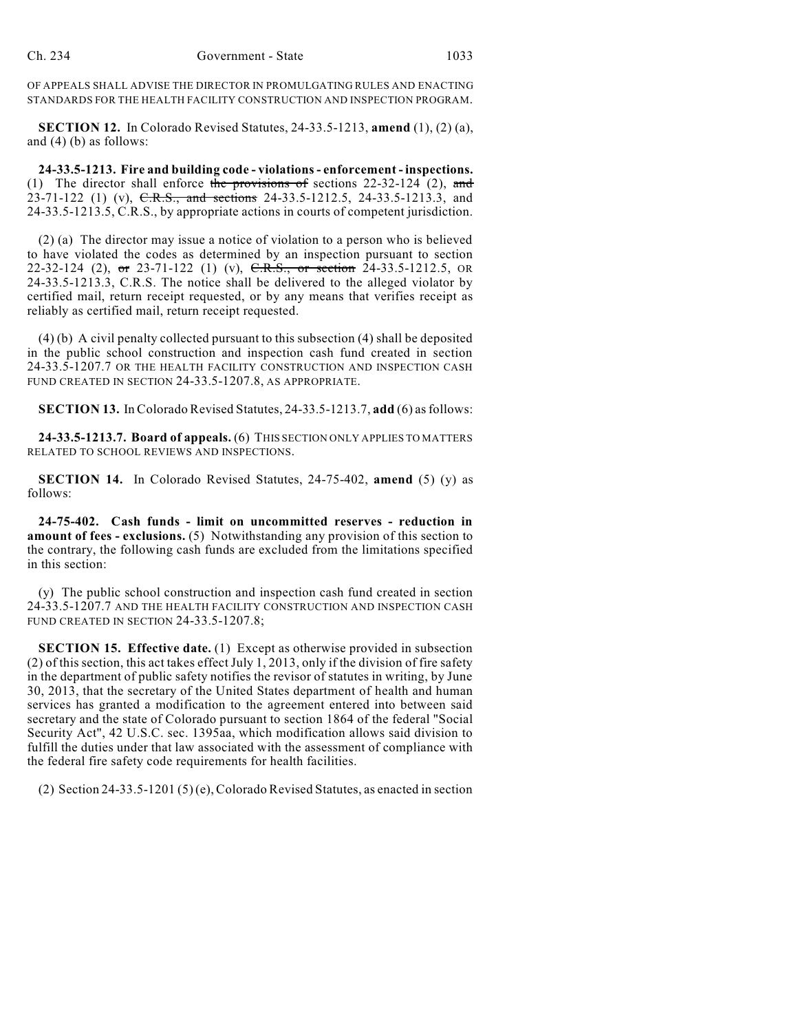OF APPEALS SHALL ADVISE THE DIRECTOR IN PROMULGATING RULES AND ENACTING STANDARDS FOR THE HEALTH FACILITY CONSTRUCTION AND INSPECTION PROGRAM.

**SECTION 12.** In Colorado Revised Statutes, 24-33.5-1213, **amend** (1), (2) (a), and (4) (b) as follows:

**24-33.5-1213. Fire and building code - violations - enforcement - inspections.** (1) The director shall enforce ~~the provisions of~~ sections 22-32-124 (2), ~~and~~ 23-71-122 (1) (v), ~~C.R.S., and sections~~ 24-33.5-1212.5, 24-33.5-1213.3, and 24-33.5-1213.5, C.R.S., by appropriate actions in courts of competent jurisdiction.

(2) (a) The director may issue a notice of violation to a person who is believed to have violated the codes as determined by an inspection pursuant to section 22-32-124 (2), ~~or~~ 23-71-122 (1) (v), ~~C.R.S., or section~~ 24-33.5-1212.5, OR 24-33.5-1213.3, C.R.S. The notice shall be delivered to the alleged violator by certified mail, return receipt requested, or by any means that verifies receipt as reliably as certified mail, return receipt requested.

(4) (b) A civil penalty collected pursuant to this subsection (4) shall be deposited in the public school construction and inspection cash fund created in section 24-33.5-1207.7 OR THE HEALTH FACILITY CONSTRUCTION AND INSPECTION CASH FUND CREATED IN SECTION 24-33.5-1207.8, AS APPROPRIATE.

**SECTION 13.** In Colorado Revised Statutes, 24-33.5-1213.7, **add** (6) as follows:

**24-33.5-1213.7. Board of appeals.** (6) THIS SECTION ONLY APPLIES TO MATTERS RELATED TO SCHOOL REVIEWS AND INSPECTIONS.

**SECTION 14.** In Colorado Revised Statutes, 24-75-402, **amend** (5) (y) as follows:

**24-75-402. Cash funds - limit on uncommitted reserves - reduction in amount of fees - exclusions.** (5) Notwithstanding any provision of this section to the contrary, the following cash funds are excluded from the limitations specified in this section:

(y) The public school construction and inspection cash fund created in section 24-33.5-1207.7 AND THE HEALTH FACILITY CONSTRUCTION AND INSPECTION CASH FUND CREATED IN SECTION 24-33.5-1207.8;

**SECTION 15. Effective date.** (1) Except as otherwise provided in subsection (2) of this section, this act takes effect July 1, 2013, only if the division of fire safety in the department of public safety notifies the revisor of statutes in writing, by June 30, 2013, that the secretary of the United States department of health and human services has granted a modification to the agreement entered into between said secretary and the state of Colorado pursuant to section 1864 of the federal "Social Security Act", 42 U.S.C. sec. 1395aa, which modification allows said division to fulfill the duties under that law associated with the assessment of compliance with the federal fire safety code requirements for health facilities.

(2) Section 24-33.5-1201 (5) (e), Colorado Revised Statutes, as enacted in section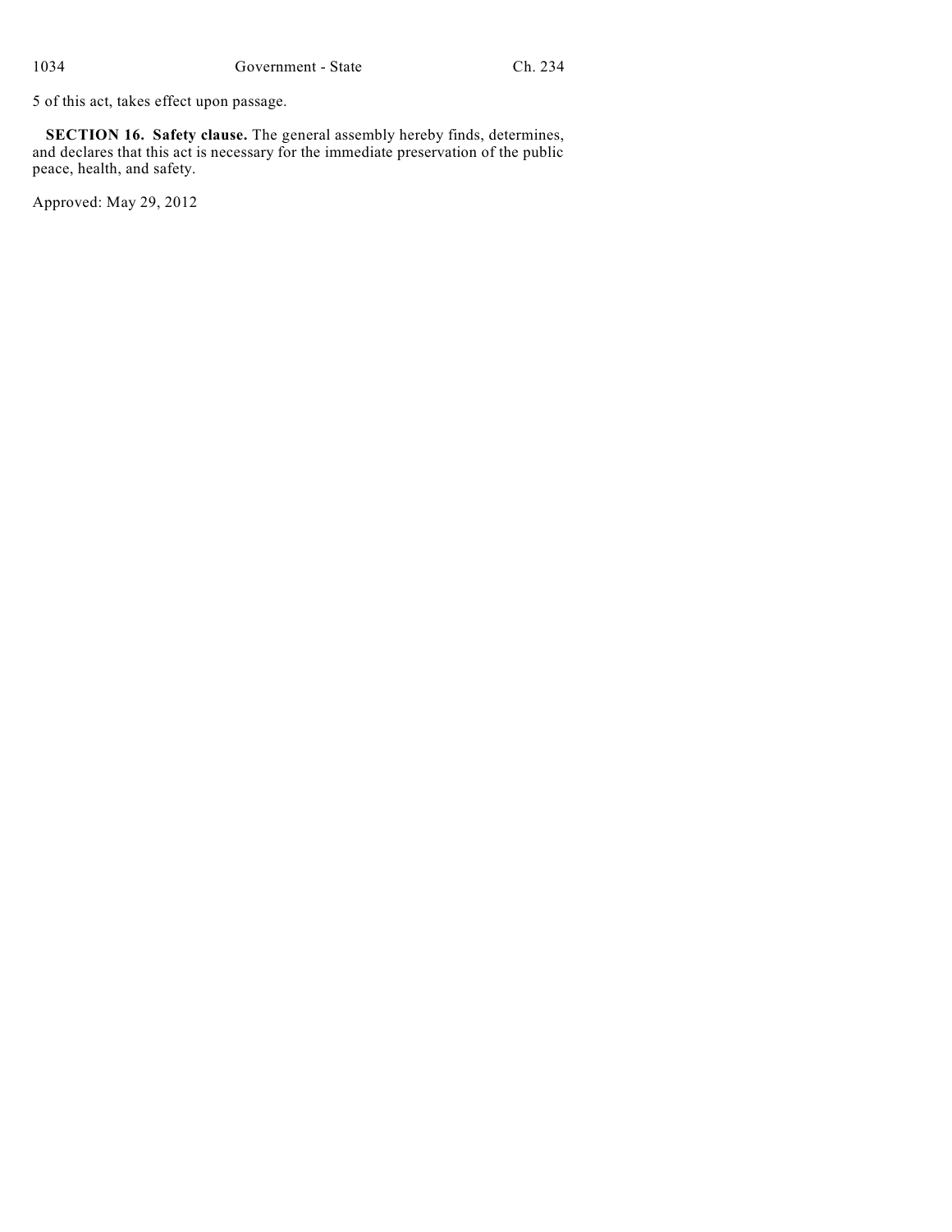5 of this act, takes effect upon passage.

**SECTION 16. Safety clause.** The general assembly hereby finds, determines, and declares that this act is necessary for the immediate preservation of the public peace, health, and safety.

Approved: May 29, 2012